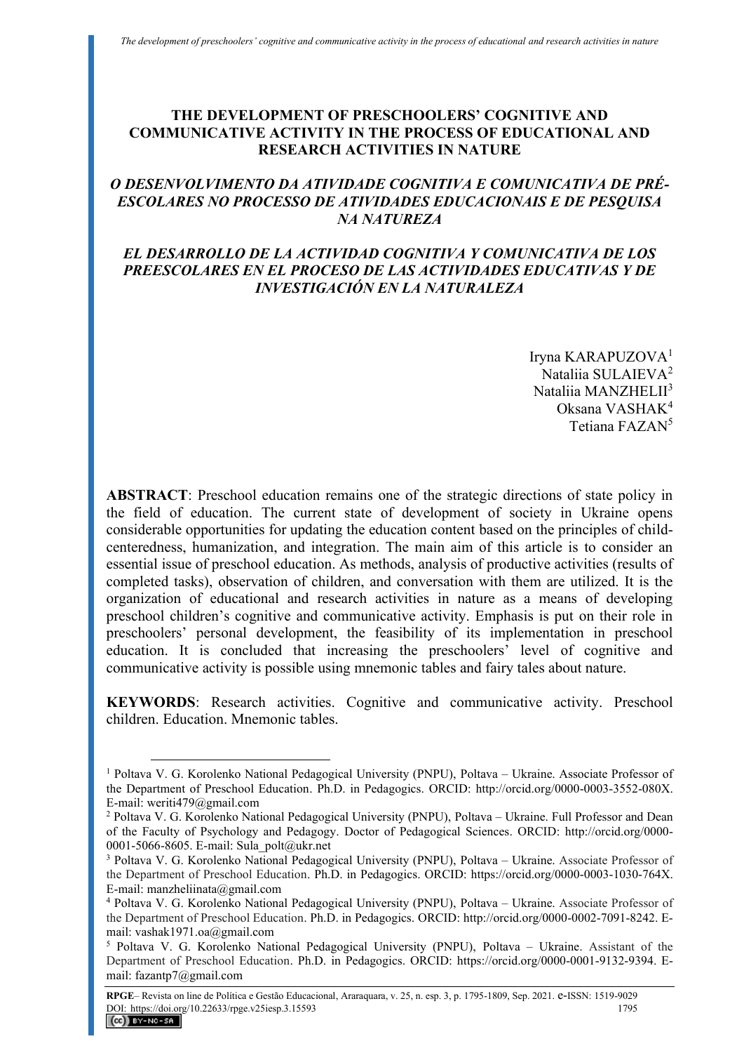# THE DEVELOPMENT OF PRESCHOOLERS' COGNITIVE AND COMMUNICATIVE ACTIVITY IN THE PROCESS OF EDUCATIONAL AND RESEARCH ACTIVITIES IN NATURE

## *O DESENVOLVIMENTO DA ATIVIDADE COGNITIVA E COMUNICATIVA DE PRÉ-ESCOLARES NO PROCESSO DE ATIVIDADES EDUCACIONAIS E DE PESQUISA NA NATUREZA*

## *EL DESARROLLO DE LA ACTIVIDAD COGNITIVA Y COMUNICATIVA DE LOS PREESCOLARES EN EL PROCESO DE LAS ACTIVIDADES EDUCATIVAS Y DE INVESTIGACIÓN EN LA NATURALEZA*

Iryna KARAPUZOVA[1]
Nataliia SULAIEVA[2]
Nataliia MANZHELII[3]
Oksana VASHAK[4]
Tetiana FAZAN[5]

**ABSTRACT**: Preschool education remains one of the strategic directions of state policy in the field of education. The current state of development of society in Ukraine opens considerable opportunities for updating the education content based on the principles of child-centeredness, humanization, and integration. The main aim of this article is to consider an essential issue of preschool education. As methods, analysis of productive activities (results of completed tasks), observation of children, and conversation with them are utilized. It is the organization of educational and research activities in nature as a means of developing preschool children's cognitive and communicative activity. Emphasis is put on their role in preschoolers' personal development, the feasibility of its implementation in preschool education. It is concluded that increasing the preschoolers' level of cognitive and communicative activity is possible using mnemonic tables and fairy tales about nature.

**KEYWORDS**: Research activities. Cognitive and communicative activity. Preschool children. Education. Mnemonic tables.

---

[1] Poltava V. G. Korolenko National Pedagogical University (PNPU), Poltava – Ukraine. Associate Professor of the Department of Preschool Education. Ph.D. in Pedagogics. ORCID: http://orcid.org/0000-0003-3552-080X. E-mail: weriti479@gmail.com

[2] Poltava V. G. Korolenko National Pedagogical University (PNPU), Poltava – Ukraine. Full Professor and Dean of the Faculty of Psychology and Pedagogy. Doctor of Pedagogical Sciences. ORCID: http://orcid.org/0000-0001-5066-8605. E-mail: Sula_polt@ukr.net

[3] Poltava V. G. Korolenko National Pedagogical University (PNPU), Poltava – Ukraine. Associate Professor of the Department of Preschool Education. Ph.D. in Pedagogics. ORCID: https://orcid.org/0000-0003-1030-764X. E-mail: manzheliinata@gmail.com

[4] Poltava V. G. Korolenko National Pedagogical University (PNPU), Poltava – Ukraine. Associate Professor of the Department of Preschool Education. Ph.D. in Pedagogics. ORCID: http://orcid.org/0000-0002-7091-8242. E-mail: vashak1971.oa@gmail.com

[5] Poltava V. G. Korolenko National Pedagogical University (PNPU), Poltava – Ukraine. Assistant of the Department of Preschool Education. Ph.D. in Pedagogics. ORCID: https://orcid.org/0000-0001-9132-9394. E-mail: fazantp7@gmail.com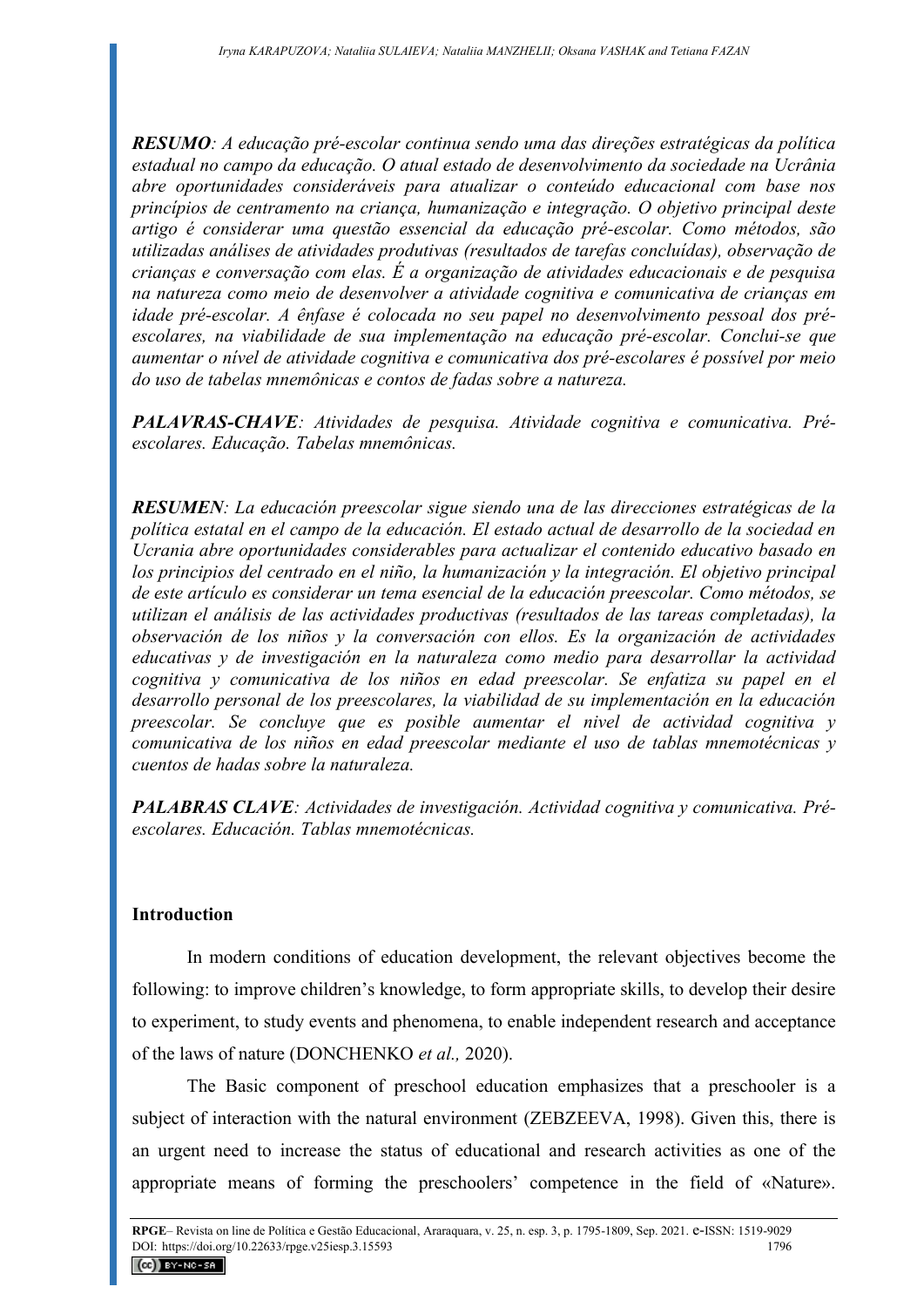***RESUMO**: A educação pré-escolar continua sendo uma das direções estratégicas da política estadual no campo da educação. O atual estado de desenvolvimento da sociedade na Ucrânia abre oportunidades consideráveis para atualizar o conteúdo educacional com base nos princípios de centramento na criança, humanização e integração. O objetivo principal deste artigo é considerar uma questão essencial da educação pré-escolar. Como métodos, são utilizadas análises de atividades produtivas (resultados de tarefas concluídas), observação de crianças e conversação com elas. É a organização de atividades educacionais e de pesquisa na natureza como meio de desenvolver a atividade cognitiva e comunicativa de crianças em idade pré-escolar. A ênfase é colocada no seu papel no desenvolvimento pessoal dos pré-escolares, na viabilidade de sua implementação na educação pré-escolar. Conclui-se que aumentar o nível de atividade cognitiva e comunicativa dos pré-escolares é possível por meio do uso de tabelas mnemônicas e contos de fadas sobre a natureza.*

***PALAVRAS-CHAVE**: Atividades de pesquisa. Atividade cognitiva e comunicativa. Pré-escolares. Educação. Tabelas mnemônicas.*

***RESUMEN**: La educación preescolar sigue siendo una de las direcciones estratégicas de la política estatal en el campo de la educación. El estado actual de desarrollo de la sociedad en Ucrania abre oportunidades considerables para actualizar el contenido educativo basado en los principios del centrado en el niño, la humanización y la integración. El objetivo principal de este artículo es considerar un tema esencial de la educación preescolar. Como métodos, se utilizan el análisis de las actividades productivas (resultados de las tareas completadas), la observación de los niños y la conversación con ellos. Es la organización de actividades educativas y de investigación en la naturaleza como medio para desarrollar la actividad cognitiva y comunicativa de los niños en edad preescolar. Se enfatiza su papel en el desarrollo personal de los preescolares, la viabilidad de su implementación en la educación preescolar. Se concluye que es posible aumentar el nivel de actividad cognitiva y comunicativa de los niños en edad preescolar mediante el uso de tablas mnemotécnicas y cuentos de hadas sobre la naturaleza.*

***PALABRAS CLAVE**: Actividades de investigación. Actividad cognitiva y comunicativa. Pré-escolares. Educación. Tablas mnemotécnicas.*

## Introduction

In modern conditions of education development, the relevant objectives become the following: to improve children's knowledge, to form appropriate skills, to develop their desire to experiment, to study events and phenomena, to enable independent research and acceptance of the laws of nature (DONCHENKO *et al.,* 2020).

The Basic component of preschool education emphasizes that a preschooler is a subject of interaction with the natural environment (ZEBZEEVA, 1998). Given this, there is an urgent need to increase the status of educational and research activities as one of the appropriate means of forming the preschoolers' competence in the field of «Nature».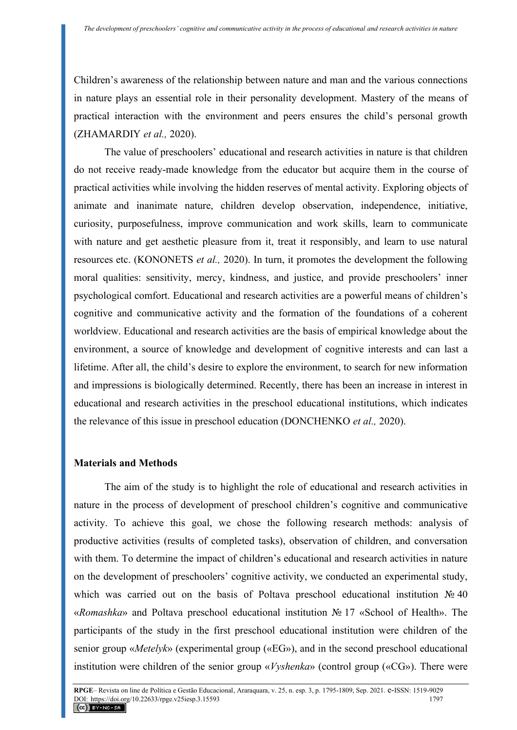Children's awareness of the relationship between nature and man and the various connections in nature plays an essential role in their personality development. Mastery of the means of practical interaction with the environment and peers ensures the child's personal growth (ZHAMARDIY *et al.,* 2020).

The value of preschoolers' educational and research activities in nature is that children do not receive ready-made knowledge from the educator but acquire them in the course of practical activities while involving the hidden reserves of mental activity. Exploring objects of animate and inanimate nature, children develop observation, independence, initiative, curiosity, purposefulness, improve communication and work skills, learn to communicate with nature and get aesthetic pleasure from it, treat it responsibly, and learn to use natural resources etc. (KONONETS *et al.,* 2020). In turn, it promotes the development the following moral qualities: sensitivity, mercy, kindness, and justice, and provide preschoolers' inner psychological comfort. Educational and research activities are a powerful means of children's cognitive and communicative activity and the formation of the foundations of a coherent worldview. Educational and research activities are the basis of empirical knowledge about the environment, a source of knowledge and development of cognitive interests and can last a lifetime. After all, the child's desire to explore the environment, to search for new information and impressions is biologically determined. Recently, there has been an increase in interest in educational and research activities in the preschool educational institutions, which indicates the relevance of this issue in preschool education (DONCHENKO *et al.,* 2020).

## Materials and Methods

The aim of the study is to highlight the role of educational and research activities in nature in the process of development of preschool children's cognitive and communicative activity. To achieve this goal, we chose the following research methods: analysis of productive activities (results of completed tasks), observation of children, and conversation with them. To determine the impact of children's educational and research activities in nature on the development of preschoolers' cognitive activity, we conducted an experimental study, which was carried out on the basis of Poltava preschool educational institution № 40 «*Romashka*» and Poltava preschool educational institution № 17 «School of Health». The participants of the study in the first preschool educational institution were children of the senior group «*Metelyk*» (experimental group («EG»), and in the second preschool educational institution were children of the senior group «*Vyshenka*» (control group («CG»). There were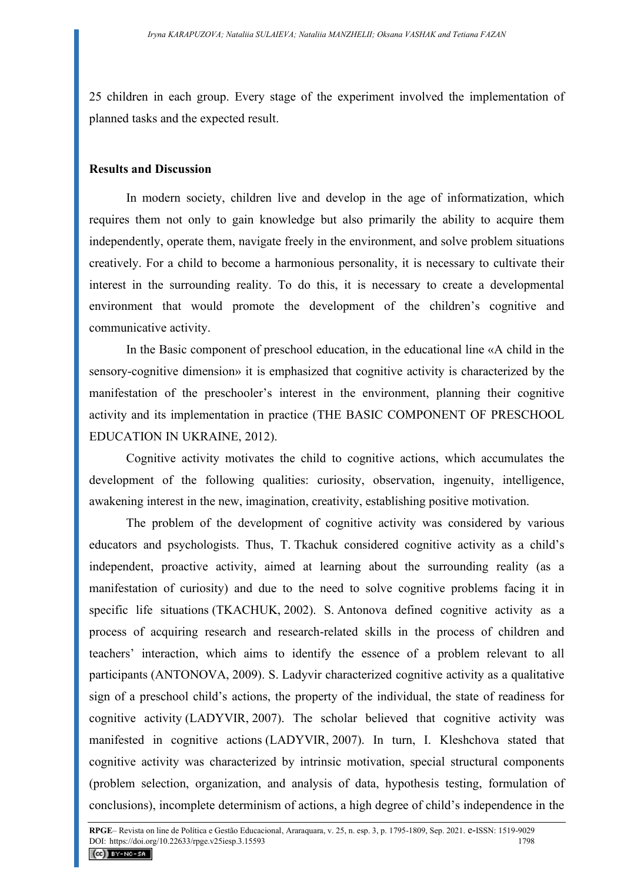25 children in each group. Every stage of the experiment involved the implementation of planned tasks and the expected result.

## Results and Discussion

In modern society, children live and develop in the age of informatization, which requires them not only to gain knowledge but also primarily the ability to acquire them independently, operate them, navigate freely in the environment, and solve problem situations creatively. For a child to become a harmonious personality, it is necessary to cultivate their interest in the surrounding reality. To do this, it is necessary to create a developmental environment that would promote the development of the children's cognitive and communicative activity.

In the Basic component of preschool education, in the educational line «A child in the sensory-cognitive dimension» it is emphasized that cognitive activity is characterized by the manifestation of the preschooler's interest in the environment, planning their cognitive activity and its implementation in practice (THE BASIC COMPONENT OF PRESCHOOL EDUCATION IN UKRAINE, 2012).

Cognitive activity motivates the child to cognitive actions, which accumulates the development of the following qualities: curiosity, observation, ingenuity, intelligence, awakening interest in the new, imagination, creativity, establishing positive motivation.

The problem of the development of cognitive activity was considered by various educators and psychologists. Thus, T. Tkachuk considered cognitive activity as a child's independent, proactive activity, aimed at learning about the surrounding reality (as a manifestation of curiosity) and due to the need to solve cognitive problems facing it in specific life situations (TKACHUK, 2002). S. Antonova defined cognitive activity as a process of acquiring research and research-related skills in the process of children and teachers' interaction, which aims to identify the essence of a problem relevant to all participants (ANTONOVA, 2009). S. Ladyvir characterized cognitive activity as a qualitative sign of a preschool child's actions, the property of the individual, the state of readiness for cognitive activity (LADYVIR, 2007). The scholar believed that cognitive activity was manifested in cognitive actions (LADYVIR, 2007). In turn, I. Kleshchova stated that cognitive activity was characterized by intrinsic motivation, special structural components (problem selection, organization, and analysis of data, hypothesis testing, formulation of conclusions), incomplete determinism of actions, a high degree of child's independence in the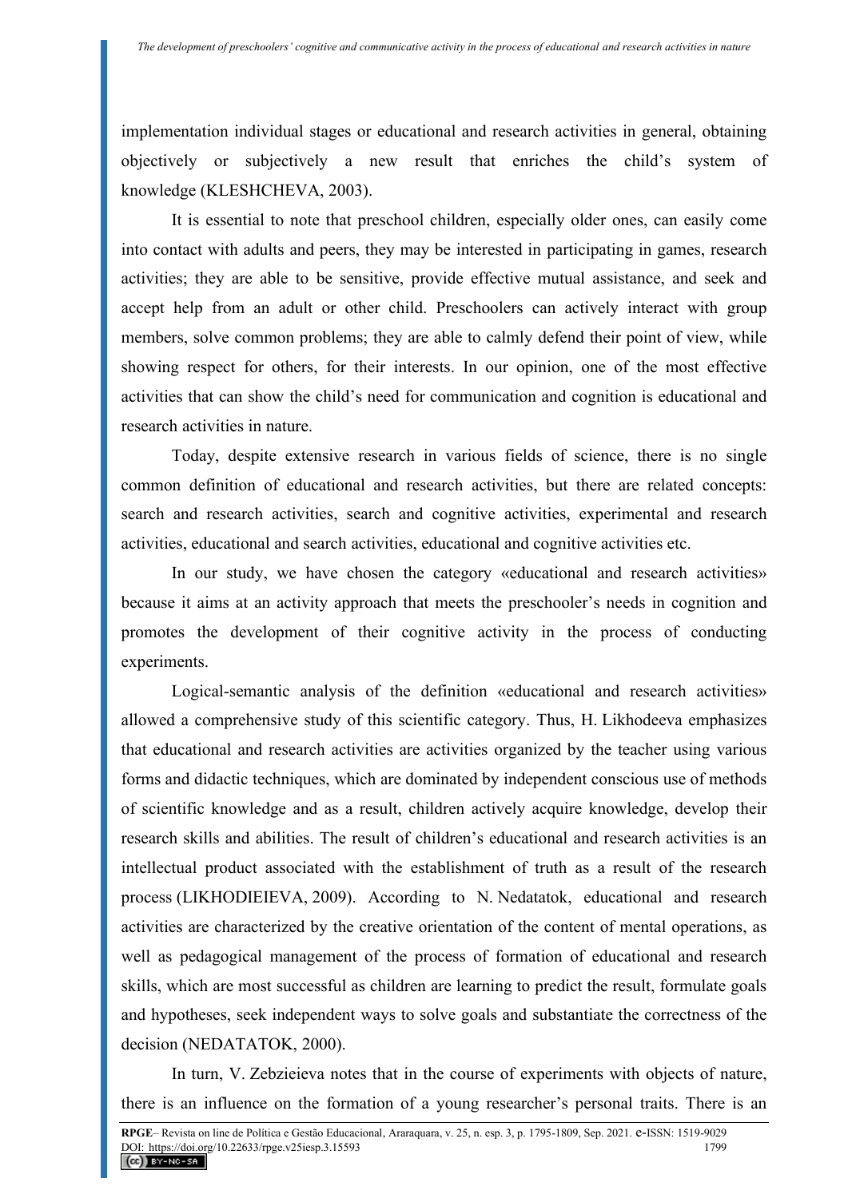implementation individual stages or educational and research activities in general, obtaining objectively or subjectively a new result that enriches the child's system of knowledge (KLESHCHEVA, 2003).

It is essential to note that preschool children, especially older ones, can easily come into contact with adults and peers, they may be interested in participating in games, research activities; they are able to be sensitive, provide effective mutual assistance, and seek and accept help from an adult or other child. Preschoolers can actively interact with group members, solve common problems; they are able to calmly defend their point of view, while showing respect for others, for their interests. In our opinion, one of the most effective activities that can show the child's need for communication and cognition is educational and research activities in nature.

Today, despite extensive research in various fields of science, there is no single common definition of educational and research activities, but there are related concepts: search and research activities, search and cognitive activities, experimental and research activities, educational and search activities, educational and cognitive activities etc.

In our study, we have chosen the category «educational and research activities» because it aims at an activity approach that meets the preschooler's needs in cognition and promotes the development of their cognitive activity in the process of conducting experiments.

Logical-semantic analysis of the definition «educational and research activities» allowed a comprehensive study of this scientific category. Thus, H. Likhodeeva emphasizes that educational and research activities are activities organized by the teacher using various forms and didactic techniques, which are dominated by independent conscious use of methods of scientific knowledge and as a result, children actively acquire knowledge, develop their research skills and abilities. The result of children's educational and research activities is an intellectual product associated with the establishment of truth as a result of the research process (LIKHODIEIEVA, 2009). According to N. Nedatatok, educational and research activities are characterized by the creative orientation of the content of mental operations, as well as pedagogical management of the process of formation of educational and research skills, which are most successful as children are learning to predict the result, formulate goals and hypotheses, seek independent ways to solve goals and substantiate the correctness of the decision (NEDATATOK, 2000).

In turn, V. Zebzieieva notes that in the course of experiments with objects of nature, there is an influence on the formation of a young researcher's personal traits. There is an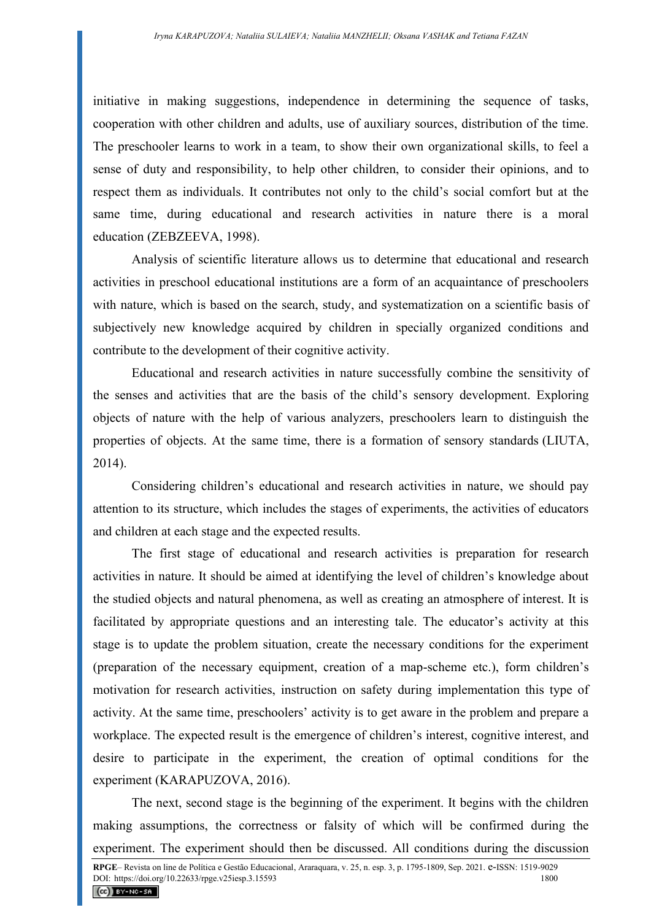initiative in making suggestions, independence in determining the sequence of tasks, cooperation with other children and adults, use of auxiliary sources, distribution of the time. The preschooler learns to work in a team, to show their own organizational skills, to feel a sense of duty and responsibility, to help other children, to consider their opinions, and to respect them as individuals. It contributes not only to the child's social comfort but at the same time, during educational and research activities in nature there is a moral education (ZEBZEEVA, 1998).

Analysis of scientific literature allows us to determine that educational and research activities in preschool educational institutions are a form of an acquaintance of preschoolers with nature, which is based on the search, study, and systematization on a scientific basis of subjectively new knowledge acquired by children in specially organized conditions and contribute to the development of their cognitive activity.

Educational and research activities in nature successfully combine the sensitivity of the senses and activities that are the basis of the child's sensory development. Exploring objects of nature with the help of various analyzers, preschoolers learn to distinguish the properties of objects. At the same time, there is a formation of sensory standards (LIUTA, 2014).

Considering children's educational and research activities in nature, we should pay attention to its structure, which includes the stages of experiments, the activities of educators and children at each stage and the expected results.

The first stage of educational and research activities is preparation for research activities in nature. It should be aimed at identifying the level of children's knowledge about the studied objects and natural phenomena, as well as creating an atmosphere of interest. It is facilitated by appropriate questions and an interesting tale. The educator's activity at this stage is to update the problem situation, create the necessary conditions for the experiment (preparation of the necessary equipment, creation of a map-scheme etc.), form children's motivation for research activities, instruction on safety during implementation this type of activity. At the same time, preschoolers' activity is to get aware in the problem and prepare a workplace. The expected result is the emergence of children's interest, cognitive interest, and desire to participate in the experiment, the creation of optimal conditions for the experiment (KARAPUZOVA, 2016).

The next, second stage is the beginning of the experiment. It begins with the children making assumptions, the correctness or falsity of which will be confirmed during the experiment. The experiment should then be discussed. All conditions during the discussion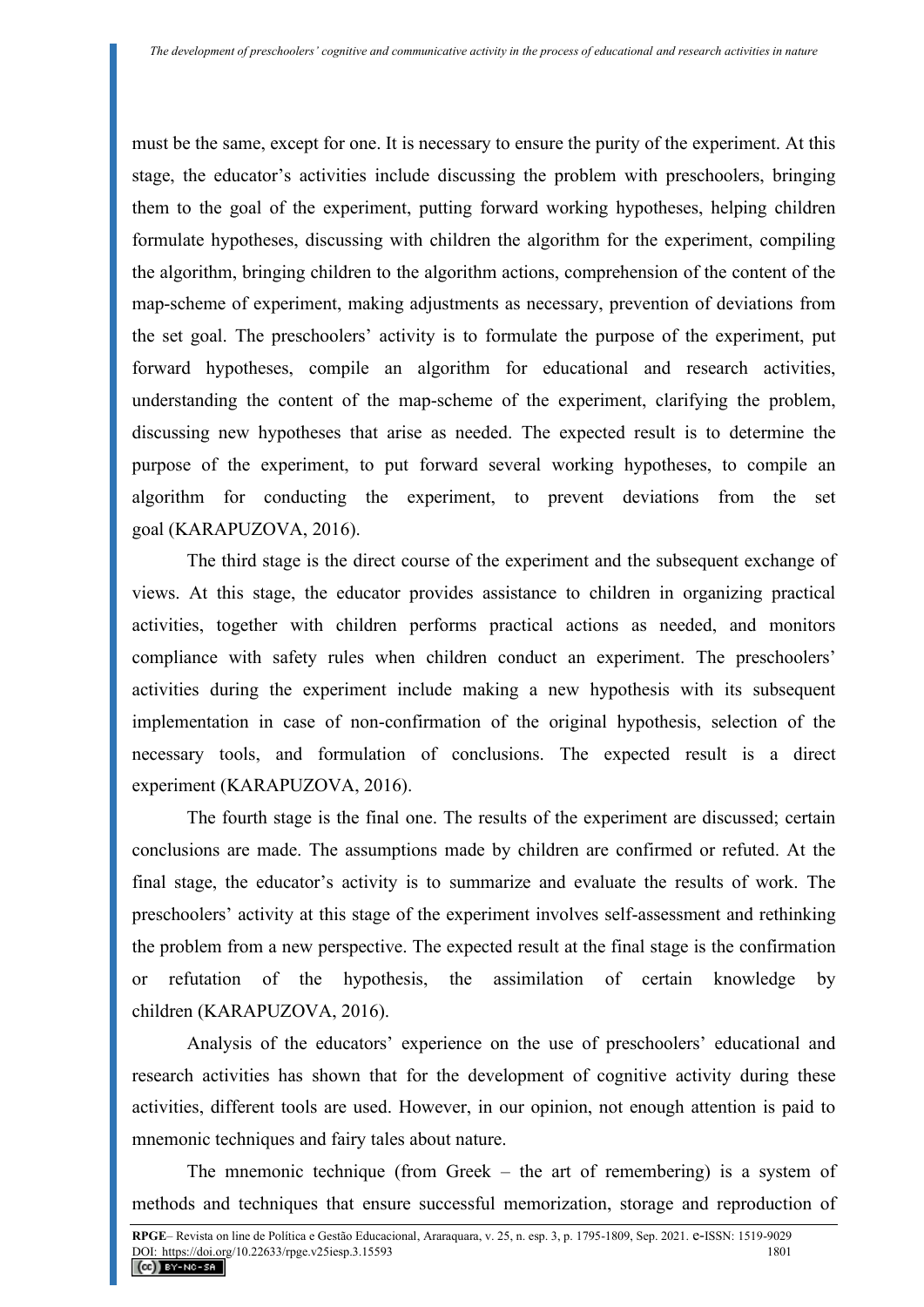must be the same, except for one. It is necessary to ensure the purity of the experiment. At this stage, the educator's activities include discussing the problem with preschoolers, bringing them to the goal of the experiment, putting forward working hypotheses, helping children formulate hypotheses, discussing with children the algorithm for the experiment, compiling the algorithm, bringing children to the algorithm actions, comprehension of the content of the map-scheme of experiment, making adjustments as necessary, prevention of deviations from the set goal. The preschoolers' activity is to formulate the purpose of the experiment, put forward hypotheses, compile an algorithm for educational and research activities, understanding the content of the map-scheme of the experiment, clarifying the problem, discussing new hypotheses that arise as needed. The expected result is to determine the purpose of the experiment, to put forward several working hypotheses, to compile an algorithm for conducting the experiment, to prevent deviations from the set goal (KARAPUZOVA, 2016).

The third stage is the direct course of the experiment and the subsequent exchange of views. At this stage, the educator provides assistance to children in organizing practical activities, together with children performs practical actions as needed, and monitors compliance with safety rules when children conduct an experiment. The preschoolers' activities during the experiment include making a new hypothesis with its subsequent implementation in case of non-confirmation of the original hypothesis, selection of the necessary tools, and formulation of conclusions. The expected result is a direct experiment (KARAPUZOVA, 2016).

The fourth stage is the final one. The results of the experiment are discussed; certain conclusions are made. The assumptions made by children are confirmed or refuted. At the final stage, the educator's activity is to summarize and evaluate the results of work. The preschoolers' activity at this stage of the experiment involves self-assessment and rethinking the problem from a new perspective. The expected result at the final stage is the confirmation or refutation of the hypothesis, the assimilation of certain knowledge by children (KARAPUZOVA, 2016).

Analysis of the educators' experience on the use of preschoolers' educational and research activities has shown that for the development of cognitive activity during these activities, different tools are used. However, in our opinion, not enough attention is paid to mnemonic techniques and fairy tales about nature.

The mnemonic technique (from Greek – the art of remembering) is a system of methods and techniques that ensure successful memorization, storage and reproduction of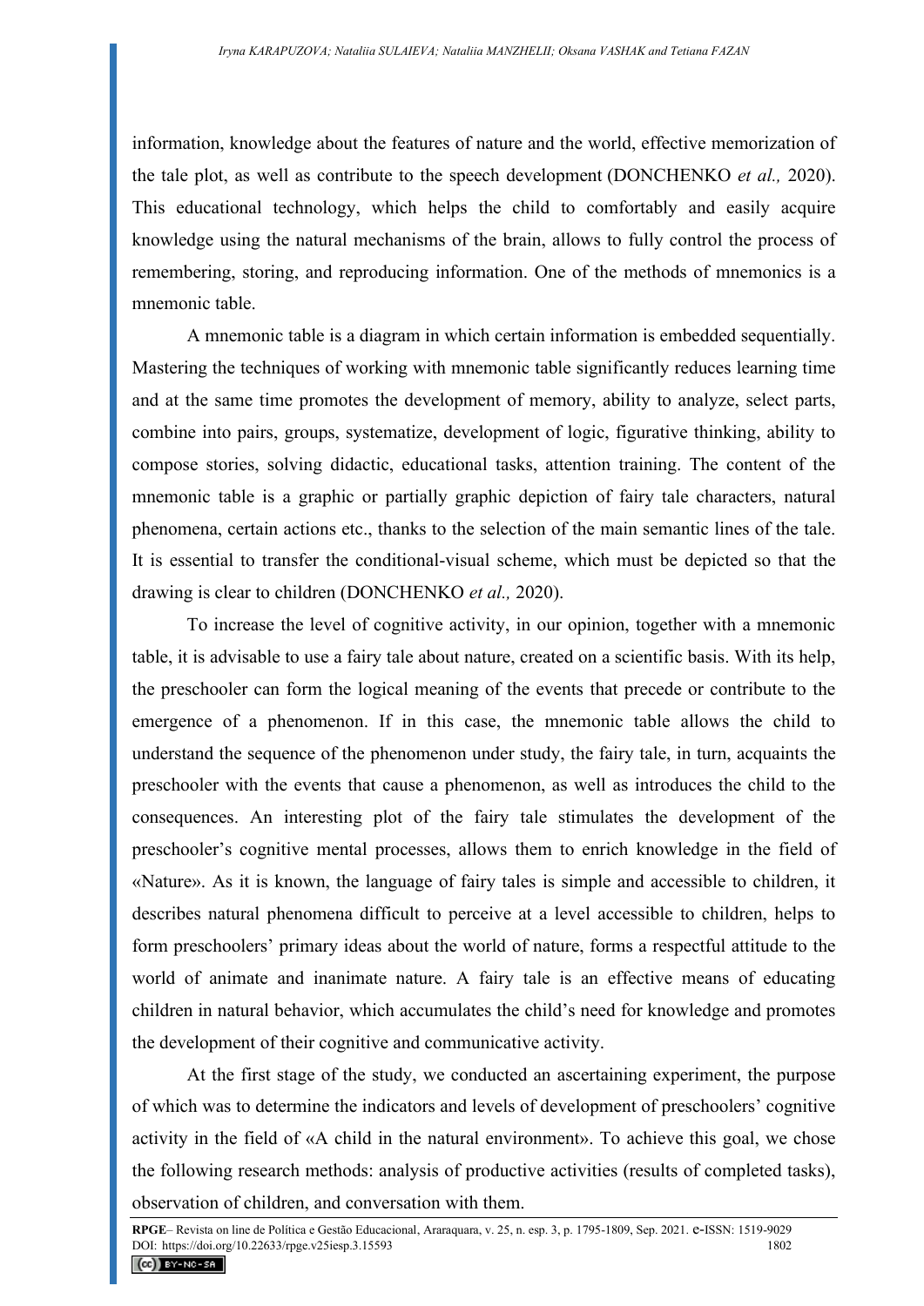information, knowledge about the features of nature and the world, effective memorization of the tale plot, as well as contribute to the speech development (DONCHENKO *et al.,* 2020). This educational technology, which helps the child to comfortably and easily acquire knowledge using the natural mechanisms of the brain, allows to fully control the process of remembering, storing, and reproducing information. One of the methods of mnemonics is a mnemonic table.

A mnemonic table is a diagram in which certain information is embedded sequentially. Mastering the techniques of working with mnemonic table significantly reduces learning time and at the same time promotes the development of memory, ability to analyze, select parts, combine into pairs, groups, systematize, development of logic, figurative thinking, ability to compose stories, solving didactic, educational tasks, attention training. The content of the mnemonic table is a graphic or partially graphic depiction of fairy tale characters, natural phenomena, certain actions etc., thanks to the selection of the main semantic lines of the tale. It is essential to transfer the conditional-visual scheme, which must be depicted so that the drawing is clear to children (DONCHENKO *et al.,* 2020).

To increase the level of cognitive activity, in our opinion, together with a mnemonic table, it is advisable to use a fairy tale about nature, created on a scientific basis. With its help, the preschooler can form the logical meaning of the events that precede or contribute to the emergence of a phenomenon. If in this case, the mnemonic table allows the child to understand the sequence of the phenomenon under study, the fairy tale, in turn, acquaints the preschooler with the events that cause a phenomenon, as well as introduces the child to the consequences. An interesting plot of the fairy tale stimulates the development of the preschooler's cognitive mental processes, allows them to enrich knowledge in the field of «Nature». As it is known, the language of fairy tales is simple and accessible to children, it describes natural phenomena difficult to perceive at a level accessible to children, helps to form preschoolers' primary ideas about the world of nature, forms a respectful attitude to the world of animate and inanimate nature. A fairy tale is an effective means of educating children in natural behavior, which accumulates the child's need for knowledge and promotes the development of their cognitive and communicative activity.

At the first stage of the study, we conducted an ascertaining experiment, the purpose of which was to determine the indicators and levels of development of preschoolers' cognitive activity in the field of «A child in the natural environment». To achieve this goal, we chose the following research methods: analysis of productive activities (results of completed tasks), observation of children, and conversation with them.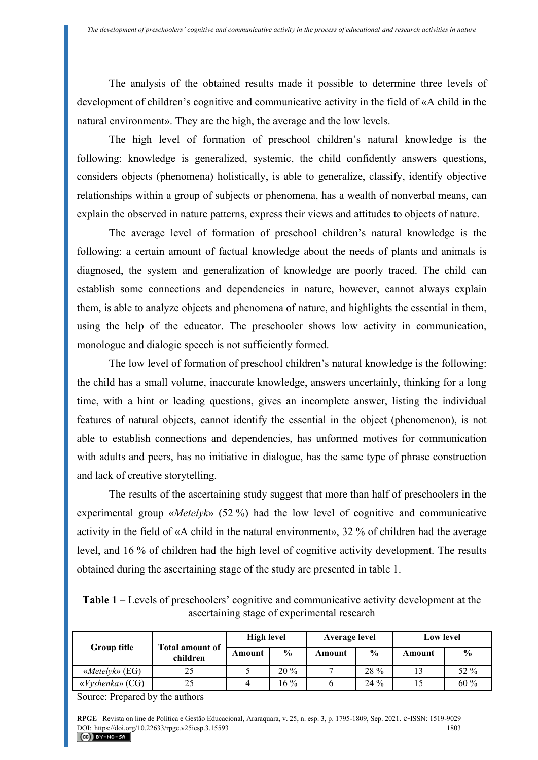The analysis of the obtained results made it possible to determine three levels of development of children's cognitive and communicative activity in the field of «A child in the natural environment». They are the high, the average and the low levels.

The high level of formation of preschool children's natural knowledge is the following: knowledge is generalized, systemic, the child confidently answers questions, considers objects (phenomena) holistically, is able to generalize, classify, identify objective relationships within a group of subjects or phenomena, has a wealth of nonverbal means, can explain the observed in nature patterns, express their views and attitudes to objects of nature.

The average level of formation of preschool children's natural knowledge is the following: a certain amount of factual knowledge about the needs of plants and animals is diagnosed, the system and generalization of knowledge are poorly traced. The child can establish some connections and dependencies in nature, however, cannot always explain them, is able to analyze objects and phenomena of nature, and highlights the essential in them, using the help of the educator. The preschooler shows low activity in communication, monologue and dialogic speech is not sufficiently formed.

The low level of formation of preschool children's natural knowledge is the following: the child has a small volume, inaccurate knowledge, answers uncertainly, thinking for a long time, with a hint or leading questions, gives an incomplete answer, listing the individual features of natural objects, cannot identify the essential in the object (phenomenon), is not able to establish connections and dependencies, has unformed motives for communication with adults and peers, has no initiative in dialogue, has the same type of phrase construction and lack of creative storytelling.

The results of the ascertaining study suggest that more than half of preschoolers in the experimental group «*Metelyk*» (52 %) had the low level of cognitive and communicative activity in the field of «A child in the natural environment», 32 % of children had the average level, and 16 % of children had the high level of cognitive activity development. The results obtained during the ascertaining stage of the study are presented in table 1.

**Table 1 –** Levels of preschoolers' cognitive and communicative activity development at the ascertaining stage of experimental research

| Group title | Total amount of children | High level | | Average level | | Low level | |
|---|---|---|---|---|---|---|---|
| | | Amount | % | Amount | % | Amount | % |
| «*Metelyk*» (EG) | 25 | 5 | 20 % | 7 | 28 % | 13 | 52 % |
| «*Vyshenka*» (CG) | 25 | 4 | 16 % | 6 | 24 % | 15 | 60 % |

Source: Prepared by the authors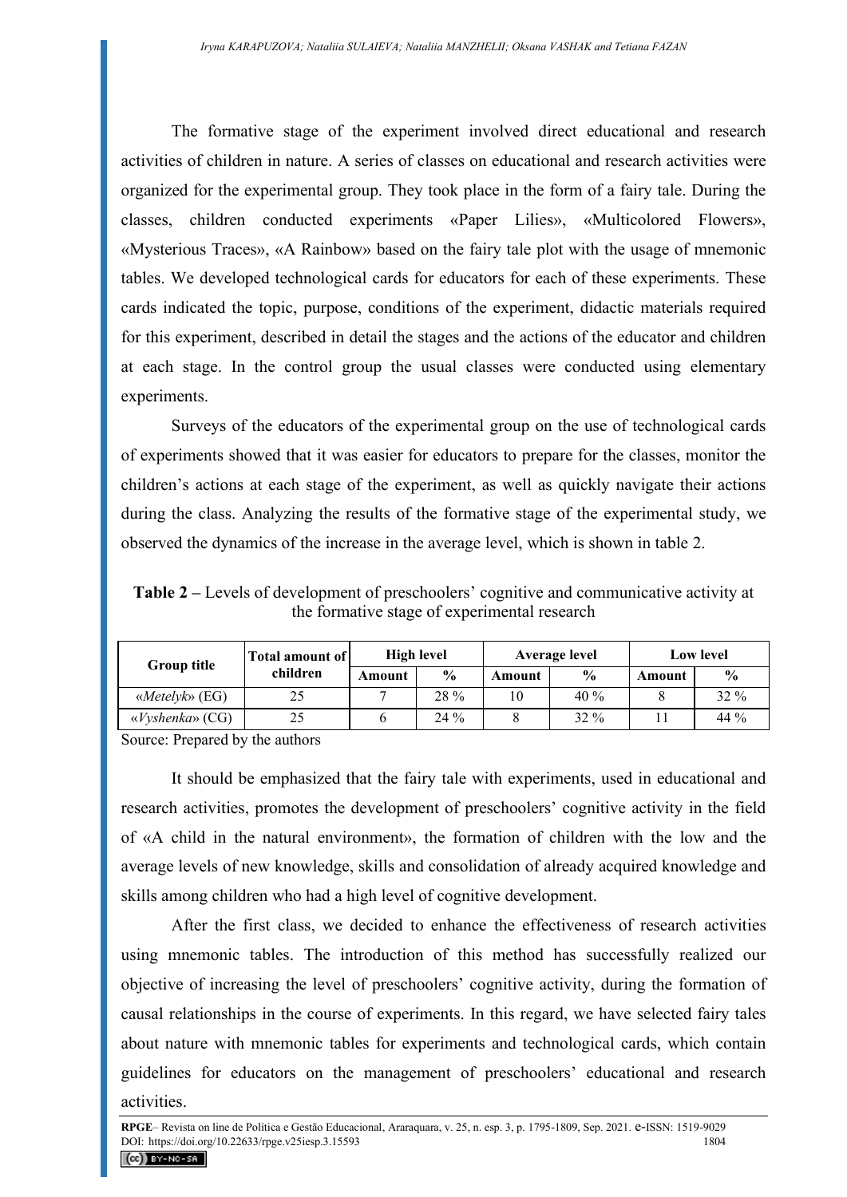The formative stage of the experiment involved direct educational and research activities of children in nature. A series of classes on educational and research activities were organized for the experimental group. They took place in the form of a fairy tale. During the classes, children conducted experiments «Paper Lilies», «Multicolored Flowers», «Mysterious Traces», «A Rainbow» based on the fairy tale plot with the usage of mnemonic tables. We developed technological cards for educators for each of these experiments. These cards indicated the topic, purpose, conditions of the experiment, didactic materials required for this experiment, described in detail the stages and the actions of the educator and children at each stage. In the control group the usual classes were conducted using elementary experiments.

Surveys of the educators of the experimental group on the use of technological cards of experiments showed that it was easier for educators to prepare for the classes, monitor the children's actions at each stage of the experiment, as well as quickly navigate their actions during the class. Analyzing the results of the formative stage of the experimental study, we observed the dynamics of the increase in the average level, which is shown in table 2.

**Table 2 –** Levels of development of preschoolers' cognitive and communicative activity at the formative stage of experimental research

| Group title | Total amount of children | High level | | Average level | | Low level | |
|---|---|---|---|---|---|---|---|
| | | Amount | % | Amount | % | Amount | % |
| «*Metelyk*» (EG) | 25 | 7 | 28 % | 10 | 40 % | 8 | 32 % |
| «*Vyshenka*» (CG) | 25 | 6 | 24 % | 8 | 32 % | 11 | 44 % |

Source: Prepared by the authors

It should be emphasized that the fairy tale with experiments, used in educational and research activities, promotes the development of preschoolers' cognitive activity in the field of «A child in the natural environment», the formation of children with the low and the average levels of new knowledge, skills and consolidation of already acquired knowledge and skills among children who had a high level of cognitive development.

After the first class, we decided to enhance the effectiveness of research activities using mnemonic tables. The introduction of this method has successfully realized our objective of increasing the level of preschoolers' cognitive activity, during the formation of causal relationships in the course of experiments. In this regard, we have selected fairy tales about nature with mnemonic tables for experiments and technological cards, which contain guidelines for educators on the management of preschoolers' educational and research activities.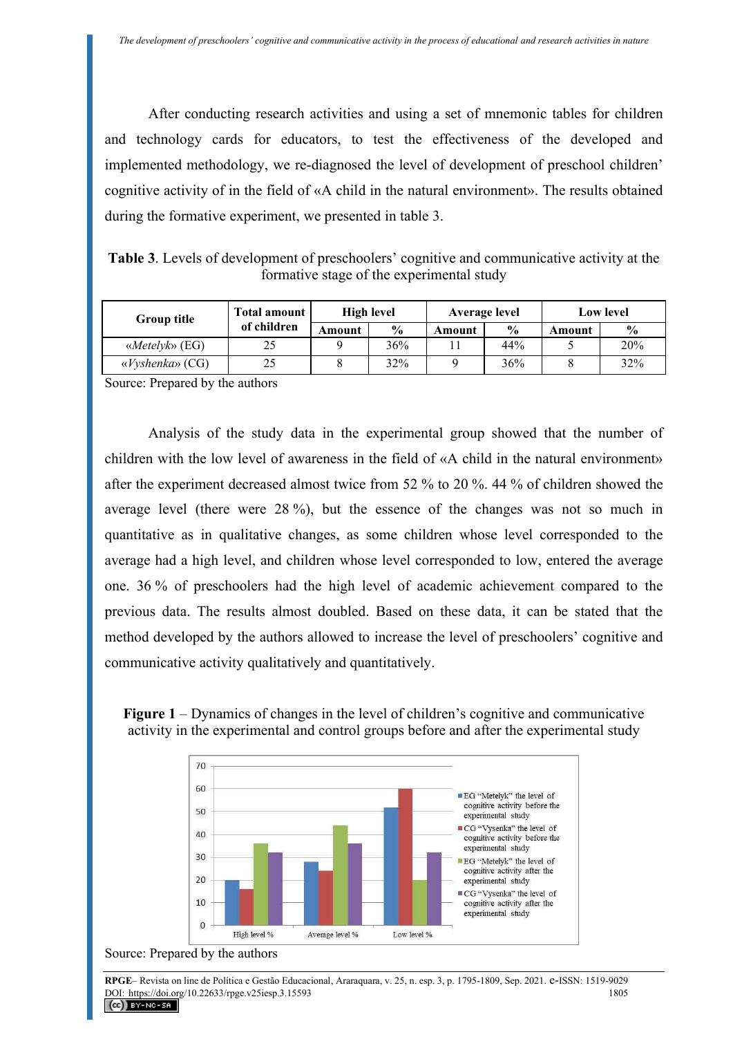After conducting research activities and using a set of mnemonic tables for children and technology cards for educators, to test the effectiveness of the developed and implemented methodology, we re-diagnosed the level of development of preschool children' cognitive activity of in the field of «A child in the natural environment». The results obtained during the formative experiment, we presented in table 3.

**Table 3**. Levels of development of preschoolers' cognitive and communicative activity at the formative stage of the experimental study

| Group title | Total amount of children | High level | | Average level | | Low level | |
|---|---|---|---|---|---|---|---|
| | | Amount | % | Amount | % | Amount | % |
| «*Metelyk*» (EG) | 25 | 9 | 36% | 11 | 44% | 5 | 20% |
| «*Vyshenka*» (CG) | 25 | 8 | 32% | 9 | 36% | 8 | 32% |

Source: Prepared by the authors

Analysis of the study data in the experimental group showed that the number of children with the low level of awareness in the field of «A child in the natural environment» after the experiment decreased almost twice from 52 % to 20 %. 44 % of children showed the average level (there were 28 %), but the essence of the changes was not so much in quantitative as in qualitative changes, as some children whose level corresponded to the average had a high level, and children whose level corresponded to low, entered the average one. 36 % of preschoolers had the high level of academic achievement compared to the previous data. The results almost doubled. Based on these data, it can be stated that the method developed by the authors allowed to increase the level of preschoolers' cognitive and communicative activity qualitatively and quantitatively.

**Figure 1** – Dynamics of changes in the level of children's cognitive and communicative activity in the experimental and control groups before and after the experimental study

Source: Prepared by the authors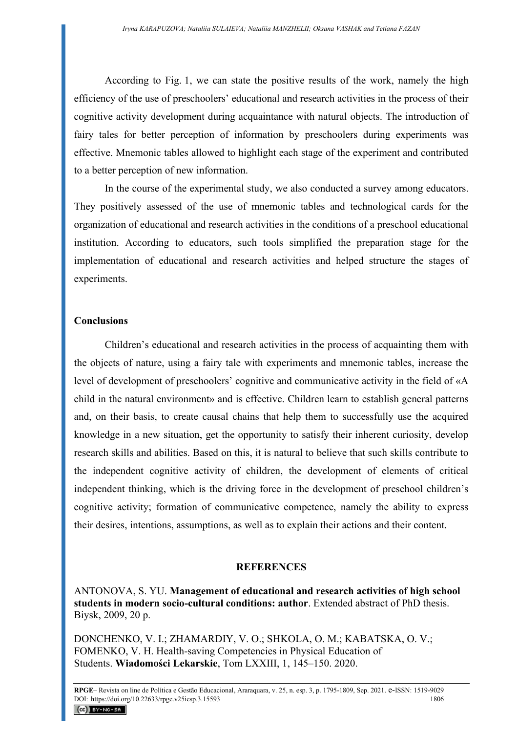According to Fig. 1, we can state the positive results of the work, namely the high efficiency of the use of preschoolers' educational and research activities in the process of their cognitive activity development during acquaintance with natural objects. The introduction of fairy tales for better perception of information by preschoolers during experiments was effective. Mnemonic tables allowed to highlight each stage of the experiment and contributed to a better perception of new information.

In the course of the experimental study, we also conducted a survey among educators. They positively assessed of the use of mnemonic tables and technological cards for the organization of educational and research activities in the conditions of a preschool educational institution. According to educators, such tools simplified the preparation stage for the implementation of educational and research activities and helped structure the stages of experiments.

## Conclusions

Children's educational and research activities in the process of acquainting them with the objects of nature, using a fairy tale with experiments and mnemonic tables, increase the level of development of preschoolers' cognitive and communicative activity in the field of «A child in the natural environment» and is effective. Children learn to establish general patterns and, on their basis, to create causal chains that help them to successfully use the acquired knowledge in a new situation, get the opportunity to satisfy their inherent curiosity, develop research skills and abilities. Based on this, it is natural to believe that such skills contribute to the independent cognitive activity of children, the development of elements of critical independent thinking, which is the driving force in the development of preschool children's cognitive activity; formation of communicative competence, namely the ability to express their desires, intentions, assumptions, as well as to explain their actions and their content.

## REFERENCES

ANTONOVA, S. YU. **Management of educational and research activities of high school students in modern socio-cultural conditions: author**. Extended abstract of PhD thesis. Biysk, 2009, 20 p.

DONCHENKO, V. I.; ZHAMARDIY, V. O.; SHKOLA, O. M.; KABATSKA, O. V.; FOMENKO, V. H. Health-saving Competencies in Physical Education of Students. **Wiadomości Lekarskie**, Tom LXXIII, 1, 145–150. 2020.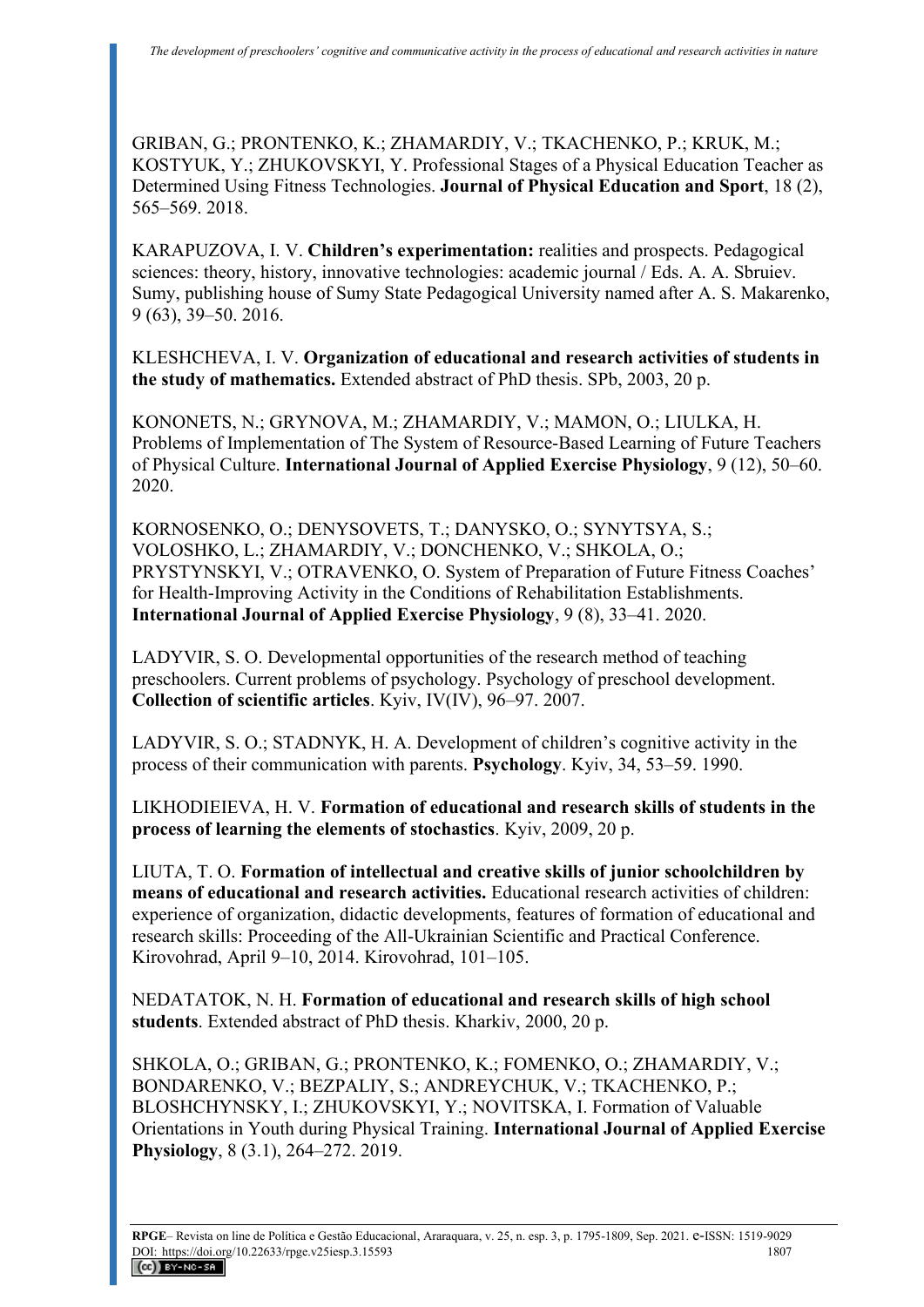GRIBAN, G.; PRONTENKO, K.; ZHAMARDIY, V.; TKACHENKO, P.; KRUK, M.; KOSTYUK, Y.; ZHUKOVSKYI, Y. Professional Stages of a Physical Education Teacher as Determined Using Fitness Technologies. **Journal of Physical Education and Sport**, 18 (2), 565–569. 2018.

KARAPUZOVA, I. V. **Children's experimentation:** realities and prospects. Pedagogical sciences: theory, history, innovative technologies: academic journal / Eds. A. A. Sbruiev. Sumy, publishing house of Sumy State Pedagogical University named after A. S. Makarenko, 9 (63), 39–50. 2016.

KLESHCHEVA, I. V. **Organization of educational and research activities of students in the study of mathematics.** Extended abstract of PhD thesis. SPb, 2003, 20 p.

KONONETS, N.; GRYNOVA, M.; ZHAMARDIY, V.; MAMON, O.; LIULKA, H. Problems of Implementation of The System of Resource-Based Learning of Future Teachers of Physical Culture. **International Journal of Applied Exercise Physiology**, 9 (12), 50–60. 2020.

KORNOSENKO, O.; DENYSOVETS, T.; DANYSKO, O.; SYNYTSYA, S.; VOLOSHKO, L.; ZHAMARDIY, V.; DONCHENKO, V.; SHKOLA, O.; PRYSTYNSKYI, V.; OTRAVENKO, O. System of Preparation of Future Fitness Coaches' for Health-Improving Activity in the Conditions of Rehabilitation Establishments. **International Journal of Applied Exercise Physiology**, 9 (8), 33–41. 2020.

LADYVIR, S. O. Developmental opportunities of the research method of teaching preschoolers. Current problems of psychology. Psychology of preschool development. **Collection of scientific articles**. Kyiv, IV(IV), 96–97. 2007.

LADYVIR, S. O.; STADNYK, H. A. Development of children's cognitive activity in the process of their communication with parents. **Psychology**. Kyiv, 34, 53–59. 1990.

LIKHODIEIEVA, H. V. **Formation of educational and research skills of students in the process of learning the elements of stochastics**. Kyiv, 2009, 20 p.

LIUTA, T. O. **Formation of intellectual and creative skills of junior schoolchildren by means of educational and research activities.** Educational research activities of children: experience of organization, didactic developments, features of formation of educational and research skills: Proceeding of the All-Ukrainian Scientific and Practical Conference. Kirovohrad, April 9–10, 2014. Kirovohrad, 101–105.

NEDATATOK, N. H. **Formation of educational and research skills of high school students**. Extended abstract of PhD thesis. Kharkiv, 2000, 20 p.

SHKOLA, O.; GRIBAN, G.; PRONTENKO, K.; FOMENKO, O.; ZHAMARDIY, V.; BONDARENKO, V.; BEZPALIY, S.; ANDREYCHUK, V.; TKACHENKO, P.; BLOSHCHYNSKY, I.; ZHUKOVSKYI, Y.; NOVITSKA, I. Formation of Valuable Orientations in Youth during Physical Training. **International Journal of Applied Exercise Physiology**, 8 (3.1), 264–272. 2019.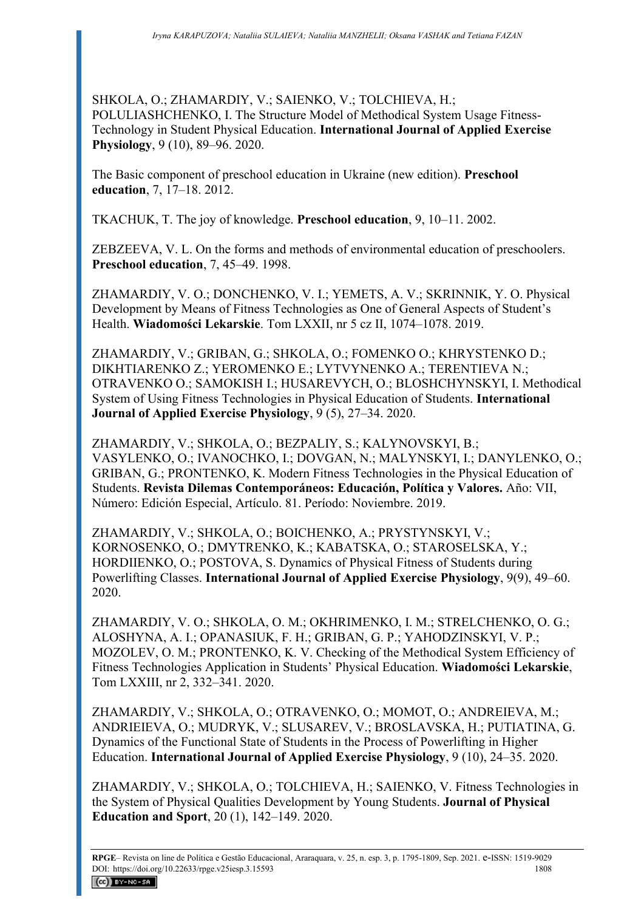SHKOLA, O.; ZHAMARDIY, V.; SAIENKO, V.; TOLCHIEVA, H.; POLULIASHCHENKO, I. The Structure Model of Methodical System Usage Fitness-Technology in Student Physical Education. **International Journal of Applied Exercise Physiology**, 9 (10), 89–96. 2020.

The Basic component of preschool education in Ukraine (new edition). **Preschool education**, 7, 17–18. 2012.

TKACHUK, T. The joy of knowledge. **Preschool education**, 9, 10–11. 2002.

ZEBZEEVA, V. L. On the forms and methods of environmental education of preschoolers. **Preschool education**, 7, 45–49. 1998.

ZHAMARDIY, V. O.; DONCHENKO, V. I.; YEMETS, A. V.; SKRINNIK, Y. O. Physical Development by Means of Fitness Technologies as One of General Aspects of Student's Health. **Wiadomości Lekarskie**. Tom LXXII, nr 5 cz II, 1074–1078. 2019.

ZHAMARDIY, V.; GRIBAN, G.; SHKOLA, O.; FOMENKO O.; KHRYSTENKO D.; DIKHTIARENKO Z.; YEROMENKO E.; LYTVYNENKO A.; TERENTIEVA N.; OTRAVENKO O.; SAMOKISH I.; HUSAREVYCH, O.; BLOSHCHYNSKYI, I. Methodical System of Using Fitness Technologies in Physical Education of Students. **International Journal of Applied Exercise Physiology**, 9 (5), 27–34. 2020.

ZHAMARDIY, V.; SHKOLA, O.; BEZPALIY, S.; KALYNOVSKYI, B.; VASYLENKO, O.; IVANOCHKO, I.; DOVGAN, N.; MALYNSKYI, I.; DANYLENKO, O.; GRIBAN, G.; PRONTENKO, K. Modern Fitness Technologies in the Physical Education of Students. **Revista Dilemas Contemporáneos: Educación, Política y Valores.** Año: VII, Número: Edición Especial, Artículo. 81. Período: Noviembre. 2019.

ZHAMARDIY, V.; SHKOLA, O.; BOICHENKO, A.; PRYSTYNSKYI, V.; KORNOSENKO, O.; DMYTRENKO, K.; KABATSKA, O.; STAROSELSKA, Y.; HORDIIENKO, O.; POSTOVA, S. Dynamics of Physical Fitness of Students during Powerlifting Classes. **International Journal of Applied Exercise Physiology**, 9(9), 49–60. 2020.

ZHAMARDIY, V. O.; SHKOLA, O. M.; OKHRIMENKO, I. M.; STRELCHENKO, O. G.; ALOSHYNA, A. I.; OPANASIUK, F. H.; GRIBAN, G. P.; YAHODZINSKYI, V. P.; MOZOLEV, O. M.; PRONTENKO, K. V. Checking of the Methodical System Efficiency of Fitness Technologies Application in Students' Physical Education. **Wiadomości Lekarskie**, Tom LXXIII, nr 2, 332–341. 2020.

ZHAMARDIY, V.; SHKOLA, O.; OTRAVENKO, O.; MOMOT, O.; ANDREIEVA, M.; ANDRIEIEVA, O.; MUDRYK, V.; SLUSAREV, V.; BROSLAVSKA, H.; PUTIATINA, G. Dynamics of the Functional State of Students in the Process of Powerlifting in Higher Education. **International Journal of Applied Exercise Physiology**, 9 (10), 24–35. 2020.

ZHAMARDIY, V.; SHKOLA, O.; TOLCHIEVA, H.; SAIENKO, V. Fitness Technologies in the System of Physical Qualities Development by Young Students. **Journal of Physical Education and Sport**, 20 (1), 142–149. 2020.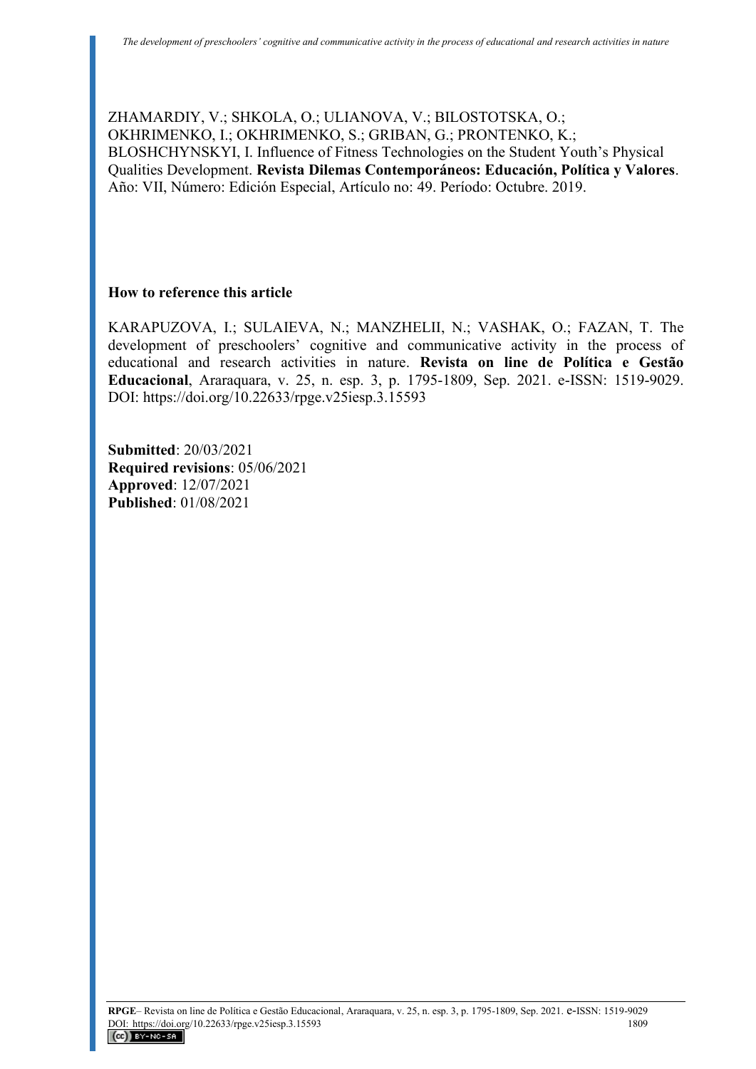ZHAMARDIY, V.; SHKOLA, O.; ULIANOVA, V.; BILOSTOTSKA, O.; OKHRIMENKO, I.; OKHRIMENKO, S.; GRIBAN, G.; PRONTENKO, K.; BLOSHCHYNSKYI, I. Influence of Fitness Technologies on the Student Youth's Physical Qualities Development. **Revista Dilemas Contemporáneos: Educación, Política y Valores**. Año: VII, Número: Edición Especial, Artículo no: 49. Período: Octubre. 2019.

**How to reference this article**

KARAPUZOVA, I.; SULAIEVA, N.; MANZHELII, N.; VASHAK, O.; FAZAN, T. The development of preschoolers' cognitive and communicative activity in the process of educational and research activities in nature. **Revista on line de Política e Gestão Educacional**, Araraquara, v. 25, n. esp. 3, p. 1795-1809, Sep. 2021. e-ISSN: 1519-9029. DOI: https://doi.org/10.22633/rpge.v25iesp.3.15593

**Submitted**: 20/03/2021
**Required revisions**: 05/06/2021
**Approved**: 12/07/2021
**Published**: 01/08/2021